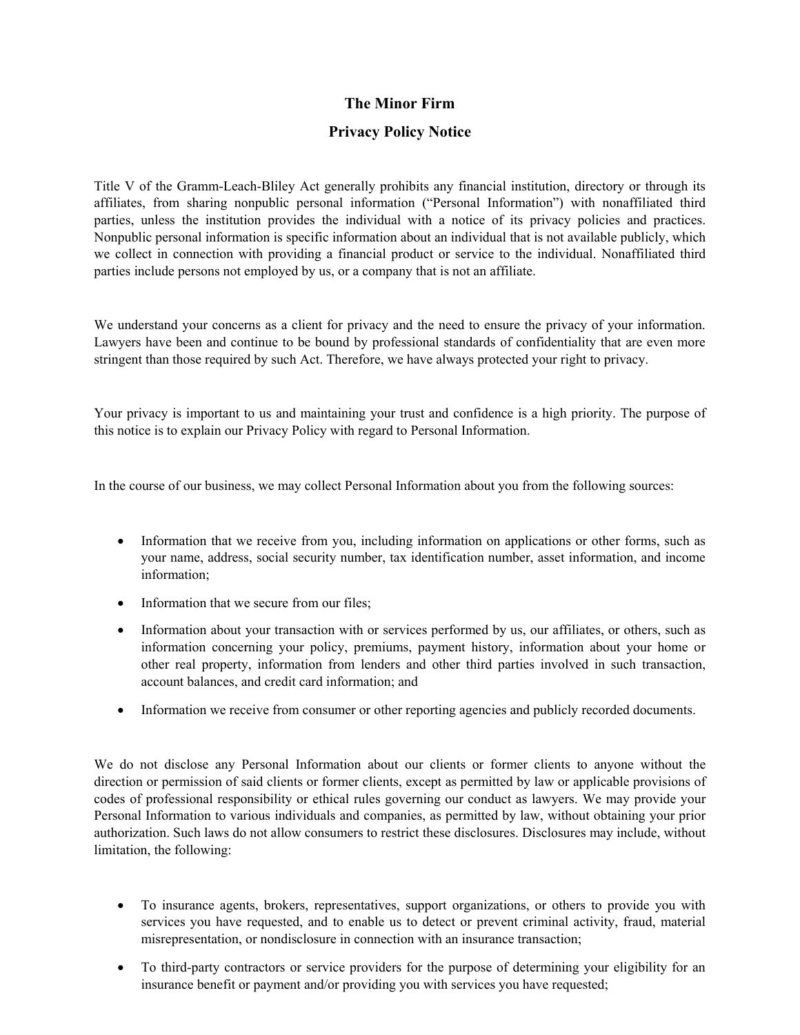# The Minor Firm

## Privacy Policy Notice

Title V of the Gramm-Leach-Bliley Act generally prohibits any financial institution, directory or through its affiliates, from sharing nonpublic personal information ("Personal Information") with nonaffiliated third parties, unless the institution provides the individual with a notice of its privacy policies and practices. Nonpublic personal information is specific information about an individual that is not available publicly, which we collect in connection with providing a financial product or service to the individual. Nonaffiliated third parties include persons not employed by us, or a company that is not an affiliate.

We understand your concerns as a client for privacy and the need to ensure the privacy of your information. Lawyers have been and continue to be bound by professional standards of confidentiality that are even more stringent than those required by such Act. Therefore, we have always protected your right to privacy.

Your privacy is important to us and maintaining your trust and confidence is a high priority. The purpose of this notice is to explain our Privacy Policy with regard to Personal Information.

In the course of our business, we may collect Personal Information about you from the following sources:

- Information that we receive from you, including information on applications or other forms, such as your name, address, social security number, tax identification number, asset information, and income information;
- Information that we secure from our files;
- Information about your transaction with or services performed by us, our affiliates, or others, such as information concerning your policy, premiums, payment history, information about your home or other real property, information from lenders and other third parties involved in such transaction, account balances, and credit card information; and
- Information we receive from consumer or other reporting agencies and publicly recorded documents.

We do not disclose any Personal Information about our clients or former clients to anyone without the direction or permission of said clients or former clients, except as permitted by law or applicable provisions of codes of professional responsibility or ethical rules governing our conduct as lawyers. We may provide your Personal Information to various individuals and companies, as permitted by law, without obtaining your prior authorization. Such laws do not allow consumers to restrict these disclosures. Disclosures may include, without limitation, the following:

- To insurance agents, brokers, representatives, support organizations, or others to provide you with services you have requested, and to enable us to detect or prevent criminal activity, fraud, material misrepresentation, or nondisclosure in connection with an insurance transaction;
- To third-party contractors or service providers for the purpose of determining your eligibility for an insurance benefit or payment and/or providing you with services you have requested;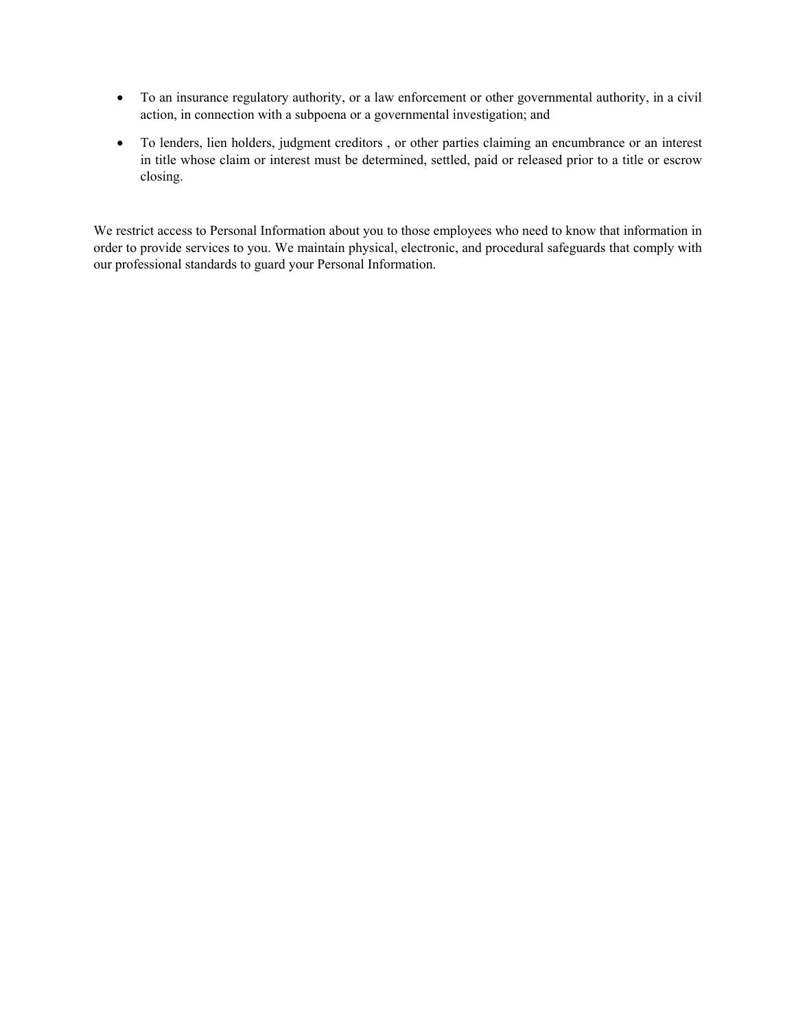- To an insurance regulatory authority, or a law enforcement or other governmental authority, in a civil action, in connection with a subpoena or a governmental investigation; and
- To lenders, lien holders, judgment creditors , or other parties claiming an encumbrance or an interest in title whose claim or interest must be determined, settled, paid or released prior to a title or escrow closing.

We restrict access to Personal Information about you to those employees who need to know that information in order to provide services to you. We maintain physical, electronic, and procedural safeguards that comply with our professional standards to guard your Personal Information.